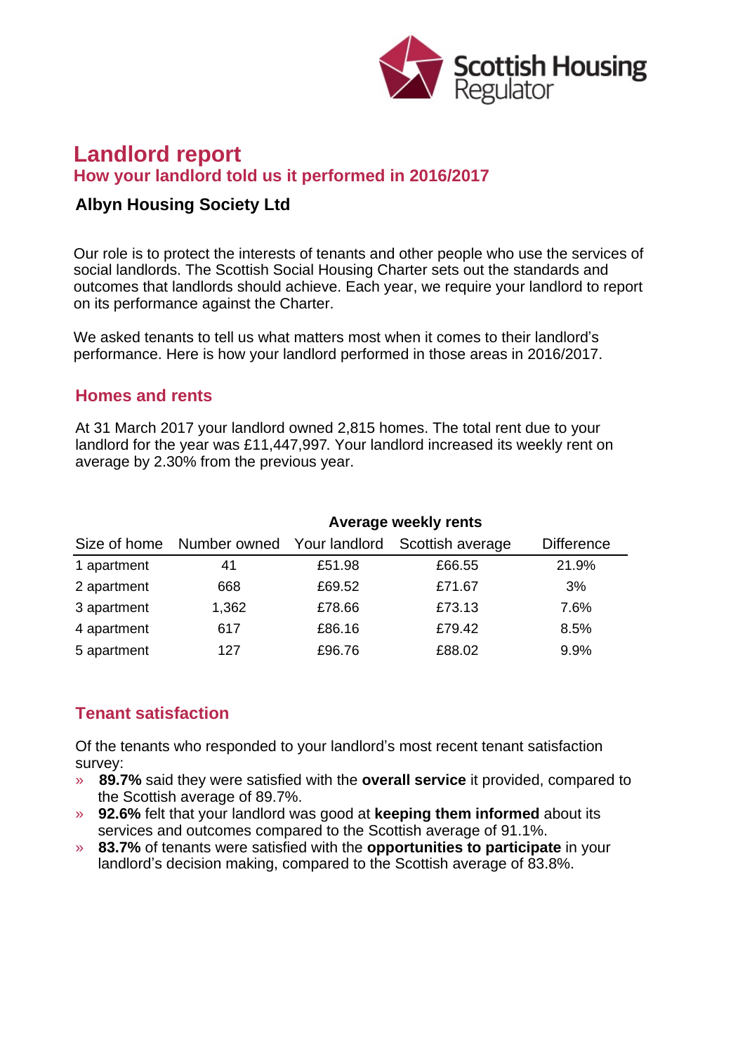Scottish Housing Regulator

# Landlord report

## How your landlord told us it performed in 2016/2017

**Albyn Housing Society Ltd**

Our role is to protect the interests of tenants and other people who use the services of social landlords. The Scottish Social Housing Charter sets out the standards and outcomes that landlords should achieve. Each year, we require your landlord to report on its performance against the Charter.

We asked tenants to tell us what matters most when it comes to their landlord's performance. Here is how your landlord performed in those areas in 2016/2017.

## Homes and rents

At 31 March 2017 your landlord owned 2,815 homes. The total rent due to your landlord for the year was £11,447,997. Your landlord increased its weekly rent on average by 2.30% from the previous year.

| | | **Average weekly rents** | | |
|---|---|---|---|---|
| Size of home | Number owned | Your landlord | Scottish average | Difference |
| 1 apartment | 41 | £51.98 | £66.55 | 21.9% |
| 2 apartment | 668 | £69.52 | £71.67 | 3% |
| 3 apartment | 1,362 | £78.66 | £73.13 | 7.6% |
| 4 apartment | 617 | £86.16 | £79.42 | 8.5% |
| 5 apartment | 127 | £96.76 | £88.02 | 9.9% |

## Tenant satisfaction

Of the tenants who responded to your landlord's most recent tenant satisfaction survey:

- **89.7%** said they were satisfied with the **overall service** it provided, compared to the Scottish average of 89.7%.
- **92.6%** felt that your landlord was good at **keeping them informed** about its services and outcomes compared to the Scottish average of 91.1%.
- **83.7%** of tenants were satisfied with the **opportunities to participate** in your landlord's decision making, compared to the Scottish average of 83.8%.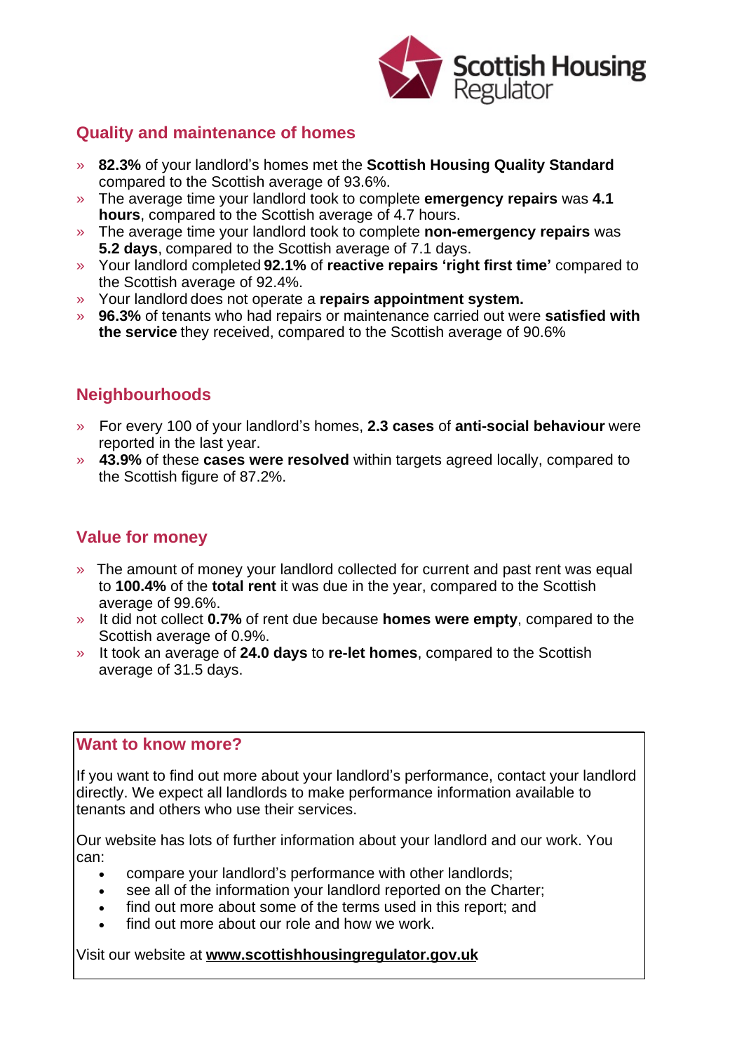Scottish Housing Regulator

## Quality and maintenance of homes

- **82.3%** of your landlord's homes met the **Scottish Housing Quality Standard** compared to the Scottish average of 93.6%.
- The average time your landlord took to complete **emergency repairs** was **4.1 hours**, compared to the Scottish average of 4.7 hours.
- The average time your landlord took to complete **non-emergency repairs** was **5.2 days**, compared to the Scottish average of 7.1 days.
- Your landlord completed **92.1%** of **reactive repairs 'right first time'** compared to the Scottish average of 92.4%.
- Your landlord does not operate a **repairs appointment system.**
- **96.3%** of tenants who had repairs or maintenance carried out were **satisfied with the service** they received, compared to the Scottish average of 90.6%

## Neighbourhoods

- For every 100 of your landlord's homes, **2.3 cases** of **anti-social behaviour** were reported in the last year.
- **43.9%** of these **cases were resolved** within targets agreed locally, compared to the Scottish figure of 87.2%.

## Value for money

- The amount of money your landlord collected for current and past rent was equal to **100.4%** of the **total rent** it was due in the year, compared to the Scottish average of 99.6%.
- It did not collect **0.7%** of rent due because **homes were empty**, compared to the Scottish average of 0.9%.
- It took an average of **24.0 days** to **re-let homes**, compared to the Scottish average of 31.5 days.

## Want to know more?

If you want to find out more about your landlord's performance, contact your landlord directly. We expect all landlords to make performance information available to tenants and others who use their services.

Our website has lots of further information about your landlord and our work. You can:

- compare your landlord's performance with other landlords;
- see all of the information your landlord reported on the Charter;
- find out more about some of the terms used in this report; and
- find out more about our role and how we work.

Visit our website at **www.scottishhousingregulator.gov.uk**